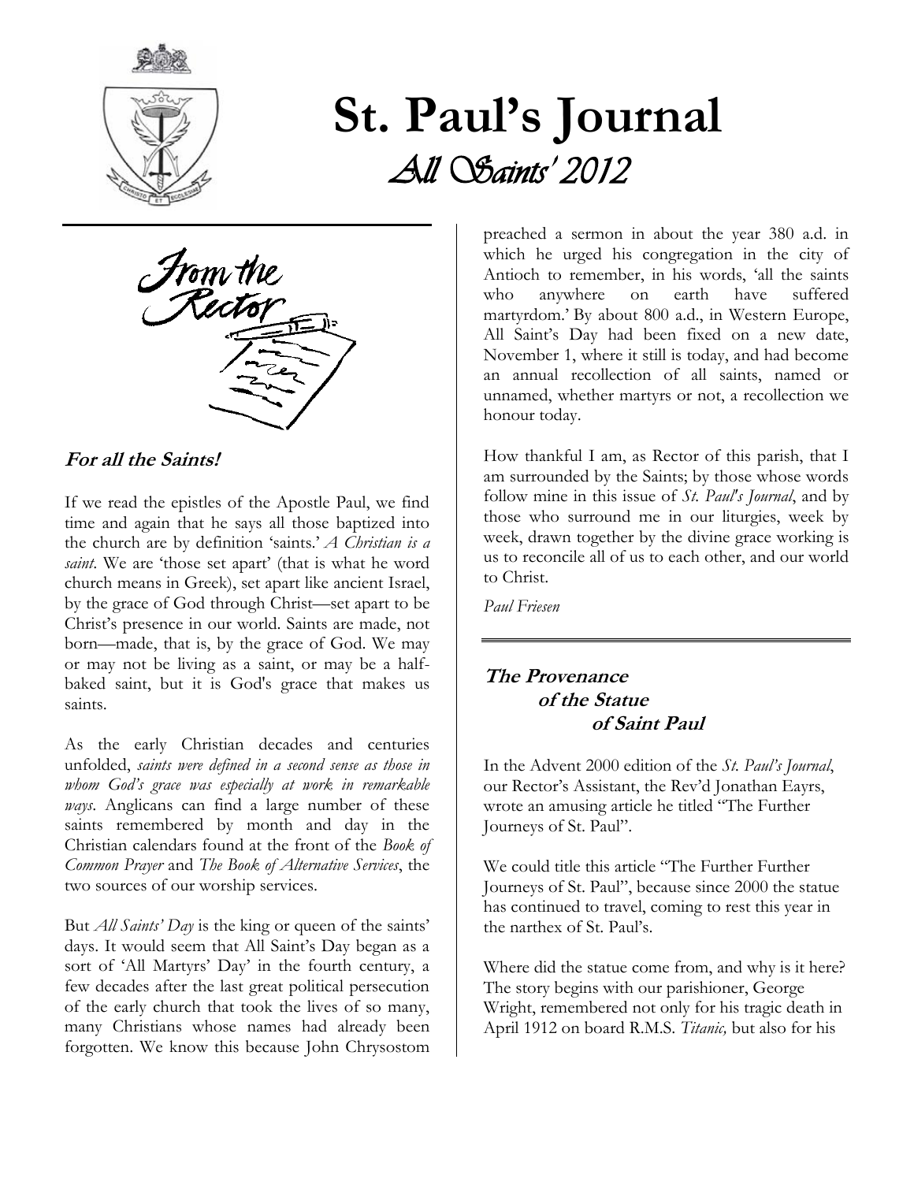# St. Paul's Journal

## *All Saints' 2012*

From the Rector

### *For all the Saints!*

If we read the epistles of the Apostle Paul, we find time and again that he says all those baptized into the church are by definition 'saints.' *A Christian is a saint*. We are 'those set apart' (that is what he word church means in Greek), set apart like ancient Israel, by the grace of God through Christ—set apart to be Christ's presence in our world. Saints are made, not born—made, that is, by the grace of God. We may or may not be living as a saint, or may be a half-baked saint, but it is God's grace that makes us saints.

As the early Christian decades and centuries unfolded, *saints were defined in a second sense as those in whom God's grace was especially at work in remarkable ways*. Anglicans can find a large number of these saints remembered by month and day in the Christian calendars found at the front of the *Book of Common Prayer* and *The Book of Alternative Services*, the two sources of our worship services.

But *All Saints' Day* is the king or queen of the saints' days. It would seem that All Saint's Day began as a sort of 'All Martyrs' Day' in the fourth century, a few decades after the last great political persecution of the early church that took the lives of so many, many Christians whose names had already been forgotten. We know this because John Chrysostom preached a sermon in about the year 380 a.d. in which he urged his congregation in the city of Antioch to remember, in his words, 'all the saints who anywhere on earth have suffered martyrdom.' By about 800 a.d., in Western Europe, All Saint's Day had been fixed on a new date, November 1, where it still is today, and had become an annual recollection of all saints, named or unnamed, whether martyrs or not, a recollection we honour today.

How thankful I am, as Rector of this parish, that I am surrounded by the Saints; by those whose words follow mine in this issue of *St. Paul's Journal*, and by those who surround me in our liturgies, week by week, drawn together by the divine grace working is us to reconcile all of us to each other, and our world to Christ.

*Paul Friesen*

---

### *The Provenance of the Statue of Saint Paul*

In the Advent 2000 edition of the *St. Paul's Journal*, our Rector's Assistant, the Rev'd Jonathan Eayrs, wrote an amusing article he titled "The Further Journeys of St. Paul".

We could title this article "The Further Further Journeys of St. Paul", because since 2000 the statue has continued to travel, coming to rest this year in the narthex of St. Paul's.

Where did the statue come from, and why is it here? The story begins with our parishioner, George Wright, remembered not only for his tragic death in April 1912 on board R.M.S. *Titanic,* but also for his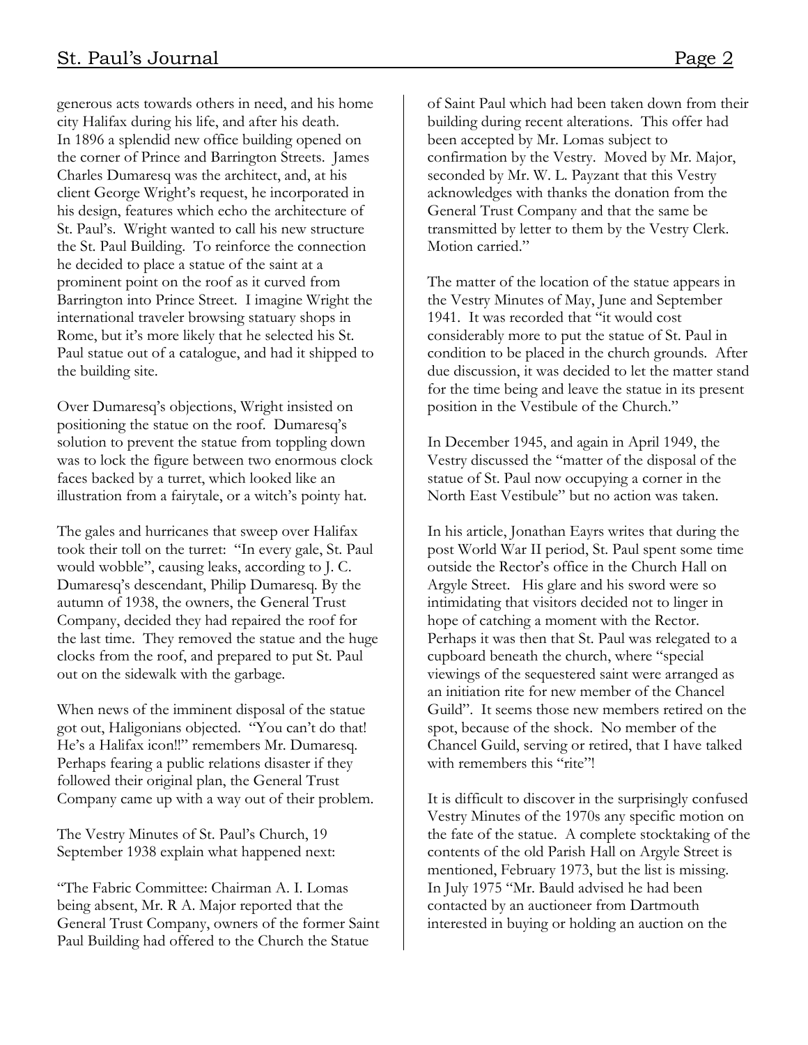generous acts towards others in need, and his home city Halifax during his life, and after his death. In 1896 a splendid new office building opened on the corner of Prince and Barrington Streets. James Charles Dumaresq was the architect, and, at his client George Wright's request, he incorporated in his design, features which echo the architecture of St. Paul's. Wright wanted to call his new structure the St. Paul Building. To reinforce the connection he decided to place a statue of the saint at a prominent point on the roof as it curved from Barrington into Prince Street. I imagine Wright the international traveler browsing statuary shops in Rome, but it's more likely that he selected his St. Paul statue out of a catalogue, and had it shipped to the building site.

Over Dumaresq's objections, Wright insisted on positioning the statue on the roof. Dumaresq's solution to prevent the statue from toppling down was to lock the figure between two enormous clock faces backed by a turret, which looked like an illustration from a fairytale, or a witch's pointy hat.

The gales and hurricanes that sweep over Halifax took their toll on the turret: "In every gale, St. Paul would wobble", causing leaks, according to J. C. Dumaresq's descendant, Philip Dumaresq. By the autumn of 1938, the owners, the General Trust Company, decided they had repaired the roof for the last time. They removed the statue and the huge clocks from the roof, and prepared to put St. Paul out on the sidewalk with the garbage.

When news of the imminent disposal of the statue got out, Haligonians objected. "You can't do that! He's a Halifax icon!!" remembers Mr. Dumaresq. Perhaps fearing a public relations disaster if they followed their original plan, the General Trust Company came up with a way out of their problem.

The Vestry Minutes of St. Paul's Church, 19 September 1938 explain what happened next:

"The Fabric Committee: Chairman A. I. Lomas being absent, Mr. R A. Major reported that the General Trust Company, owners of the former Saint Paul Building had offered to the Church the Statue of Saint Paul which had been taken down from their building during recent alterations. This offer had been accepted by Mr. Lomas subject to confirmation by the Vestry. Moved by Mr. Major, seconded by Mr. W. L. Payzant that this Vestry acknowledges with thanks the donation from the General Trust Company and that the same be transmitted by letter to them by the Vestry Clerk. Motion carried."

The matter of the location of the statue appears in the Vestry Minutes of May, June and September 1941. It was recorded that "it would cost considerably more to put the statue of St. Paul in condition to be placed in the church grounds. After due discussion, it was decided to let the matter stand for the time being and leave the statue in its present position in the Vestibule of the Church."

In December 1945, and again in April 1949, the Vestry discussed the "matter of the disposal of the statue of St. Paul now occupying a corner in the North East Vestibule" but no action was taken.

In his article, Jonathan Eayrs writes that during the post World War II period, St. Paul spent some time outside the Rector's office in the Church Hall on Argyle Street. His glare and his sword were so intimidating that visitors decided not to linger in hope of catching a moment with the Rector. Perhaps it was then that St. Paul was relegated to a cupboard beneath the church, where "special viewings of the sequestered saint were arranged as an initiation rite for new member of the Chancel Guild". It seems those new members retired on the spot, because of the shock. No member of the Chancel Guild, serving or retired, that I have talked with remembers this "rite"!

It is difficult to discover in the surprisingly confused Vestry Minutes of the 1970s any specific motion on the fate of the statue. A complete stocktaking of the contents of the old Parish Hall on Argyle Street is mentioned, February 1973, but the list is missing. In July 1975 "Mr. Bauld advised he had been contacted by an auctioneer from Dartmouth interested in buying or holding an auction on the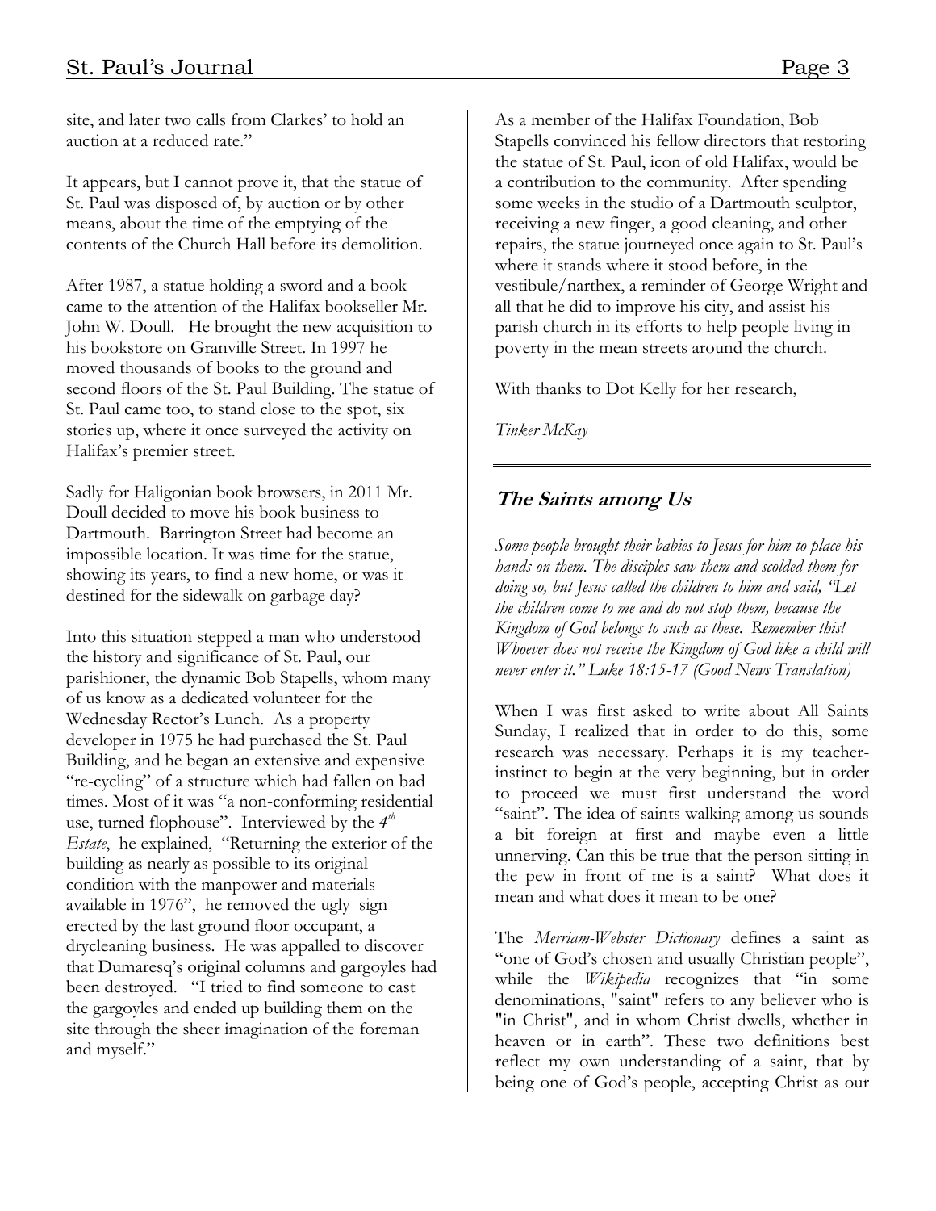site, and later two calls from Clarkes' to hold an auction at a reduced rate."

It appears, but I cannot prove it, that the statue of St. Paul was disposed of, by auction or by other means, about the time of the emptying of the contents of the Church Hall before its demolition.

After 1987, a statue holding a sword and a book came to the attention of the Halifax bookseller Mr. John W. Doull. He brought the new acquisition to his bookstore on Granville Street. In 1997 he moved thousands of books to the ground and second floors of the St. Paul Building. The statue of St. Paul came too, to stand close to the spot, six stories up, where it once surveyed the activity on Halifax's premier street.

Sadly for Haligonian book browsers, in 2011 Mr. Doull decided to move his book business to Dartmouth. Barrington Street had become an impossible location. It was time for the statue, showing its years, to find a new home, or was it destined for the sidewalk on garbage day?

Into this situation stepped a man who understood the history and significance of St. Paul, our parishioner, the dynamic Bob Stapells, whom many of us know as a dedicated volunteer for the Wednesday Rector's Lunch. As a property developer in 1975 he had purchased the St. Paul Building, and he began an extensive and expensive "re-cycling" of a structure which had fallen on bad times. Most of it was "a non-conforming residential use, turned flophouse". Interviewed by the *4th Estate*, he explained, "Returning the exterior of the building as nearly as possible to its original condition with the manpower and materials available in 1976", he removed the ugly sign erected by the last ground floor occupant, a drycleaning business. He was appalled to discover that Dumaresq's original columns and gargoyles had been destroyed. "I tried to find someone to cast the gargoyles and ended up building them on the site through the sheer imagination of the foreman and myself."

As a member of the Halifax Foundation, Bob Stapells convinced his fellow directors that restoring the statue of St. Paul, icon of old Halifax, would be a contribution to the community. After spending some weeks in the studio of a Dartmouth sculptor, receiving a new finger, a good cleaning, and other repairs, the statue journeyed once again to St. Paul's where it stands where it stood before, in the vestibule/narthex, a reminder of George Wright and all that he did to improve his city, and assist his parish church in its efforts to help people living in poverty in the mean streets around the church.

With thanks to Dot Kelly for her research,

*Tinker McKay*

---

## The Saints among Us

*Some people brought their babies to Jesus for him to place his hands on them. The disciples saw them and scolded them for doing so, but Jesus called the children to him and said, "Let the children come to me and do not stop them, because the Kingdom of God belongs to such as these. Remember this! Whoever does not receive the Kingdom of God like a child will never enter it." Luke 18:15-17 (Good News Translation)*

When I was first asked to write about All Saints Sunday, I realized that in order to do this, some research was necessary. Perhaps it is my teacher-instinct to begin at the very beginning, but in order to proceed we must first understand the word "saint". The idea of saints walking among us sounds a bit foreign at first and maybe even a little unnerving. Can this be true that the person sitting in the pew in front of me is a saint? What does it mean and what does it mean to be one?

The *Merriam-Webster Dictionary* defines a saint as "one of God's chosen and usually Christian people", while the *Wikipedia* recognizes that "in some denominations, "saint" refers to any believer who is "in Christ", and in whom Christ dwells, whether in heaven or in earth". These two definitions best reflect my own understanding of a saint, that by being one of God's people, accepting Christ as our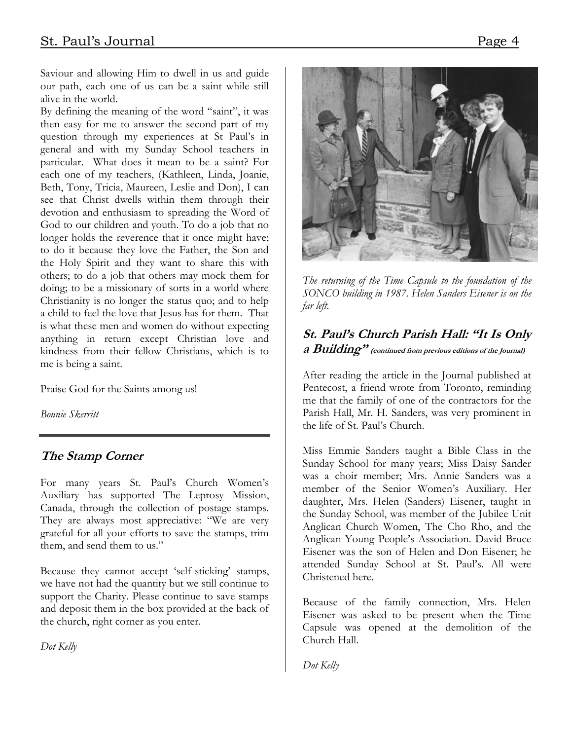Saviour and allowing Him to dwell in us and guide our path, each one of us can be a saint while still alive in the world.

By defining the meaning of the word "saint", it was then easy for me to answer the second part of my question through my experiences at St Paul's in general and with my Sunday School teachers in particular. What does it mean to be a saint? For each one of my teachers, (Kathleen, Linda, Joanie, Beth, Tony, Tricia, Maureen, Leslie and Don), I can see that Christ dwells within them through their devotion and enthusiasm to spreading the Word of God to our children and youth. To do a job that no longer holds the reverence that it once might have; to do it because they love the Father, the Son and the Holy Spirit and they want to share this with others; to do a job that others may mock them for doing; to be a missionary of sorts in a world where Christianity is no longer the status quo; and to help a child to feel the love that Jesus has for them. That is what these men and women do without expecting anything in return except Christian love and kindness from their fellow Christians, which is to me is being a saint.

Praise God for the Saints among us!

*Bonnie Skerritt*

---

## The Stamp Corner

For many years St. Paul's Church Women's Auxiliary has supported The Leprosy Mission, Canada, through the collection of postage stamps. They are always most appreciative: "We are very grateful for all your efforts to save the stamps, trim them, and send them to us."

Because they cannot accept 'self-sticking' stamps, we have not had the quantity but we still continue to support the Charity. Please continue to save stamps and deposit them in the box provided at the back of the church, right corner as you enter.

*Dot Kelly*

*The returning of the Time Capsule to the foundation of the SONCO building in 1987. Helen Sanders Eisener is on the far left.*

## St. Paul's Church Parish Hall: "It Is Only a Building" *(continued from previous editions of the Journal)*

After reading the article in the Journal published at Pentecost, a friend wrote from Toronto, reminding me that the family of one of the contractors for the Parish Hall, Mr. H. Sanders, was very prominent in the life of St. Paul's Church.

Miss Emmie Sanders taught a Bible Class in the Sunday School for many years; Miss Daisy Sander was a choir member; Mrs. Annie Sanders was a member of the Senior Women's Auxiliary. Her daughter, Mrs. Helen (Sanders) Eisener, taught in the Sunday School, was member of the Jubilee Unit Anglican Church Women, The Cho Rho, and the Anglican Young People's Association. David Bruce Eisener was the son of Helen and Don Eisener; he attended Sunday School at St. Paul's. All were Christened here.

Because of the family connection, Mrs. Helen Eisener was asked to be present when the Time Capsule was opened at the demolition of the Church Hall.

*Dot Kelly*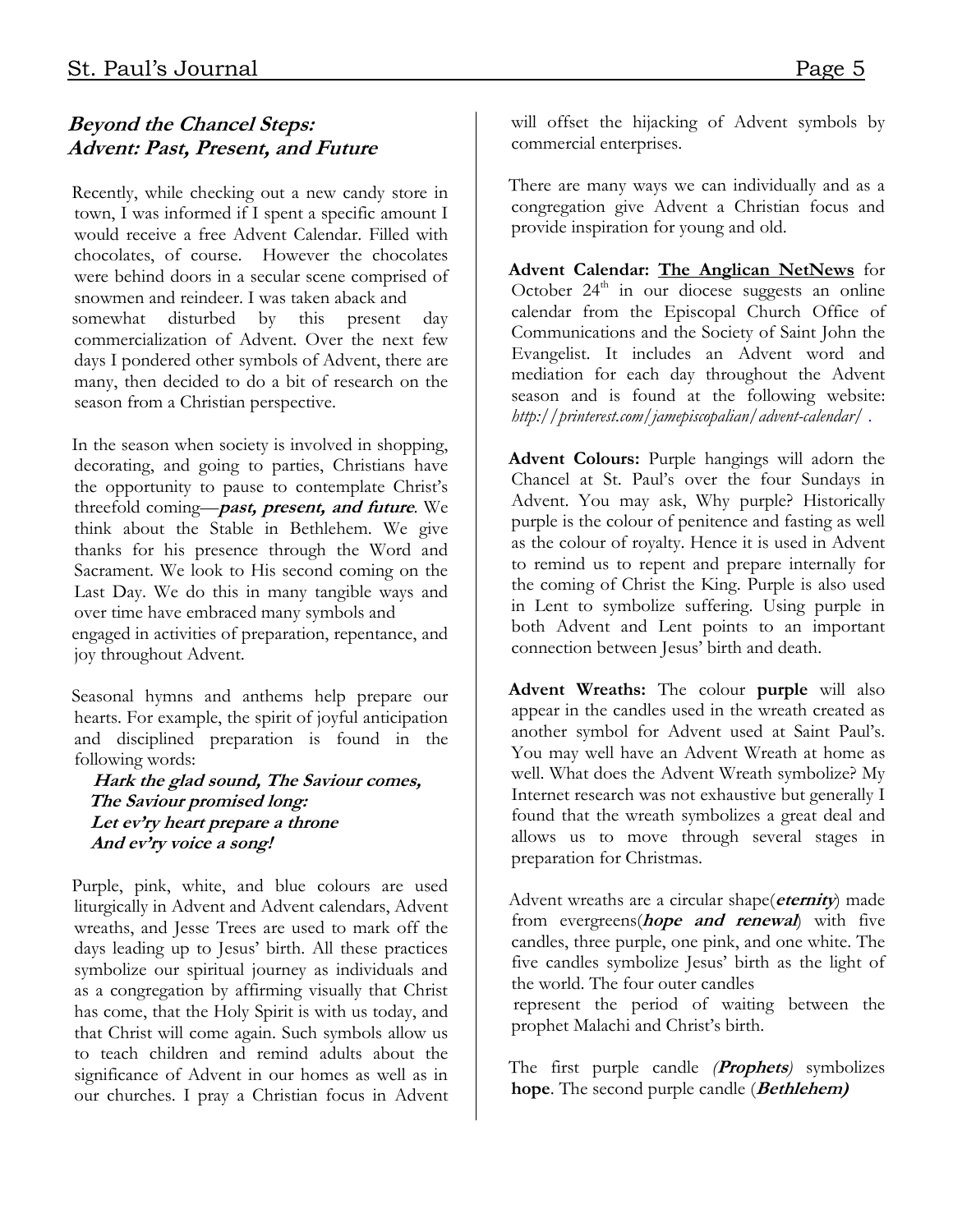## *Beyond the Chancel Steps: Advent: Past, Present, and Future*

Recently, while checking out a new candy store in town, I was informed if I spent a specific amount I would receive a free Advent Calendar. Filled with chocolates, of course. However the chocolates were behind doors in a secular scene comprised of snowmen and reindeer. I was taken aback and somewhat disturbed by this present day commercialization of Advent. Over the next few days I pondered other symbols of Advent, there are many, then decided to do a bit of research on the season from a Christian perspective.

In the season when society is involved in shopping, decorating, and going to parties, Christians have the opportunity to pause to contemplate Christ's threefold coming—***past, present, and future***. We think about the Stable in Bethlehem. We give thanks for his presence through the Word and Sacrament. We look to His second coming on the Last Day. We do this in many tangible ways and over time have embraced many symbols and engaged in activities of preparation, repentance, and joy throughout Advent.

Seasonal hymns and anthems help prepare our hearts. For example, the spirit of joyful anticipation and disciplined preparation is found in the following words:

***Hark the glad sound, The Saviour comes,***
***The Saviour promised long:***
***Let ev'ry heart prepare a throne***
***And ev'ry voice a song!***

Purple, pink, white, and blue colours are used liturgically in Advent and Advent calendars, Advent wreaths, and Jesse Trees are used to mark off the days leading up to Jesus' birth. All these practices symbolize our spiritual journey as individuals and as a congregation by affirming visually that Christ has come, that the Holy Spirit is with us today, and that Christ will come again. Such symbols allow us to teach children and remind adults about the significance of Advent in our homes as well as in our churches. I pray a Christian focus in Advent will offset the hijacking of Advent symbols by commercial enterprises.

There are many ways we can individually and as a congregation give Advent a Christian focus and provide inspiration for young and old.

**Advent Calendar: The Anglican NetNews** for October 24th in our diocese suggests an online calendar from the Episcopal Church Office of Communications and the Society of Saint John the Evangelist. It includes an Advent word and mediation for each day throughout the Advent season and is found at the following website: *http://printerest.com/jamepiscopalian/advent-calendar/* .

**Advent Colours:** Purple hangings will adorn the Chancel at St. Paul's over the four Sundays in Advent. You may ask, Why purple? Historically purple is the colour of penitence and fasting as well as the colour of royalty. Hence it is used in Advent to remind us to repent and prepare internally for the coming of Christ the King. Purple is also used in Lent to symbolize suffering. Using purple in both Advent and Lent points to an important connection between Jesus' birth and death.

**Advent Wreaths:** The colour **purple** will also appear in the candles used in the wreath created as another symbol for Advent used at Saint Paul's. You may well have an Advent Wreath at home as well. What does the Advent Wreath symbolize? My Internet research was not exhaustive but generally I found that the wreath symbolizes a great deal and allows us to move through several stages in preparation for Christmas.

Advent wreaths are a circular shape(***eternity***) made from evergreens(***hope and renewal***) with five candles, three purple, one pink, and one white. The five candles symbolize Jesus' birth as the light of the world. The four outer candles represent the period of waiting between the prophet Malachi and Christ's birth.

The first purple candle ***(Prophets)*** symbolizes **hope**. The second purple candle (***Bethlehem)***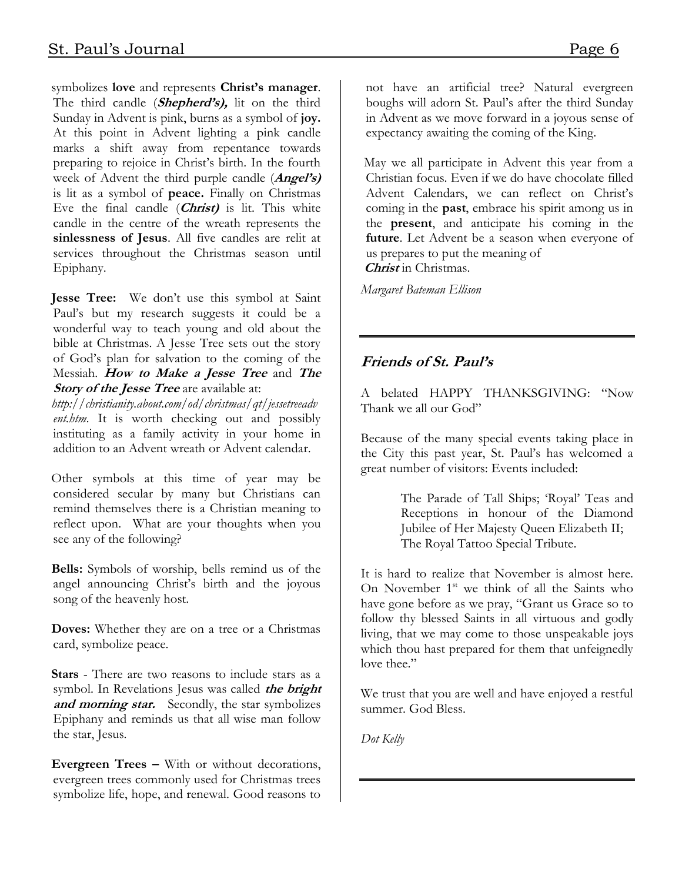symbolizes **love** and represents **Christ's manager**. The third candle (***Shepherd's),*** lit on the third Sunday in Advent is pink, burns as a symbol of **joy.** At this point in Advent lighting a pink candle marks a shift away from repentance towards preparing to rejoice in Christ's birth. In the fourth week of Advent the third purple candle (***Angel's)*** is lit as a symbol of **peace.** Finally on Christmas Eve the final candle (***Christ)*** is lit. This white candle in the centre of the wreath represents the **sinlessness of Jesus**. All five candles are relit at services throughout the Christmas season until Epiphany.

**Jesse Tree:** We don't use this symbol at Saint Paul's but my research suggests it could be a wonderful way to teach young and old about the bible at Christmas. A Jesse Tree sets out the story of God's plan for salvation to the coming of the Messiah. ***How to Make a Jesse Tree*** and ***The Story of the Jesse Tree*** are available at: *http://christianity.about.com/od/christmas/qt/jessetreeadvent.htm*. It is worth checking out and possibly instituting as a family activity in your home in addition to an Advent wreath or Advent calendar.

Other symbols at this time of year may be considered secular by many but Christians can remind themselves there is a Christian meaning to reflect upon. What are your thoughts when you see any of the following?

**Bells:** Symbols of worship, bells remind us of the angel announcing Christ's birth and the joyous song of the heavenly host.

**Doves:** Whether they are on a tree or a Christmas card, symbolize peace.

**Stars** - There are two reasons to include stars as a symbol. In Revelations Jesus was called ***the bright and morning star.*** Secondly, the star symbolizes Epiphany and reminds us that all wise man follow the star, Jesus.

**Evergreen Trees –** With or without decorations, evergreen trees commonly used for Christmas trees symbolize life, hope, and renewal. Good reasons to not have an artificial tree? Natural evergreen boughs will adorn St. Paul's after the third Sunday in Advent as we move forward in a joyous sense of expectancy awaiting the coming of the King.

May we all participate in Advent this year from a Christian focus. Even if we do have chocolate filled Advent Calendars, we can reflect on Christ's coming in the **past**, embrace his spirit among us in the **present**, and anticipate his coming in the **future**. Let Advent be a season when everyone of us prepares to put the meaning of ***Christ*** in Christmas.

*Margaret Bateman Ellison*

---

## *Friends of St. Paul's*

A belated HAPPY THANKSGIVING: "Now Thank we all our God"

Because of the many special events taking place in the City this past year, St. Paul's has welcomed a great number of visitors: Events included:

> The Parade of Tall Ships; 'Royal' Teas and Receptions in honour of the Diamond Jubilee of Her Majesty Queen Elizabeth II; The Royal Tattoo Special Tribute.

It is hard to realize that November is almost here. On November 1st we think of all the Saints who have gone before as we pray, "Grant us Grace so to follow thy blessed Saints in all virtuous and godly living, that we may come to those unspeakable joys which thou hast prepared for them that unfeignedly love thee."

We trust that you are well and have enjoyed a restful summer. God Bless.

*Dot Kelly*

---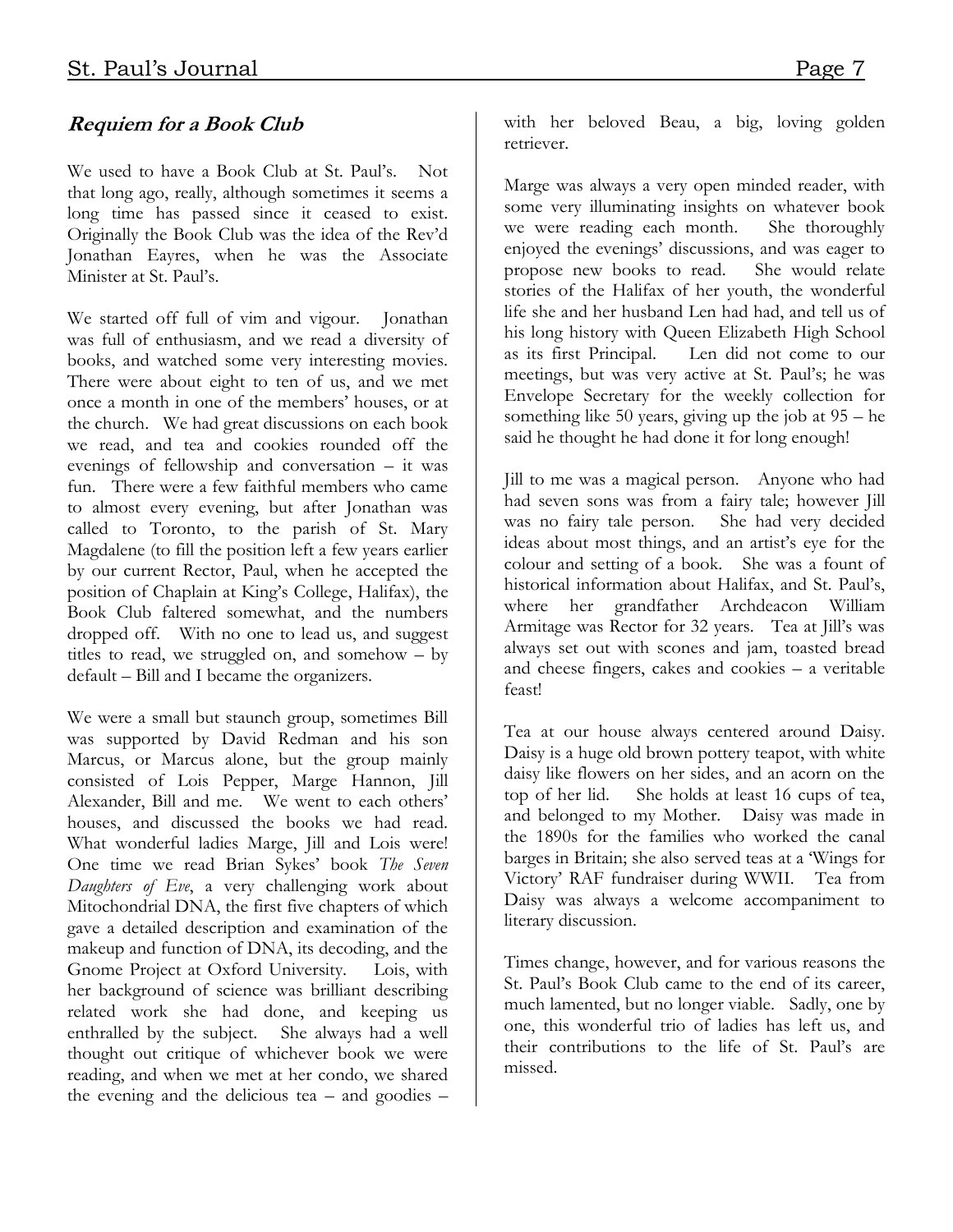## ***Requiem for a Book Club***

We used to have a Book Club at St. Paul's. Not that long ago, really, although sometimes it seems a long time has passed since it ceased to exist. Originally the Book Club was the idea of the Rev'd Jonathan Eayres, when he was the Associate Minister at St. Paul's.

We started off full of vim and vigour. Jonathan was full of enthusiasm, and we read a diversity of books, and watched some very interesting movies. There were about eight to ten of us, and we met once a month in one of the members' houses, or at the church. We had great discussions on each book we read, and tea and cookies rounded off the evenings of fellowship and conversation – it was fun. There were a few faithful members who came to almost every evening, but after Jonathan was called to Toronto, to the parish of St. Mary Magdalene (to fill the position left a few years earlier by our current Rector, Paul, when he accepted the position of Chaplain at King's College, Halifax), the Book Club faltered somewhat, and the numbers dropped off. With no one to lead us, and suggest titles to read, we struggled on, and somehow – by default – Bill and I became the organizers.

We were a small but staunch group, sometimes Bill was supported by David Redman and his son Marcus, or Marcus alone, but the group mainly consisted of Lois Pepper, Marge Hannon, Jill Alexander, Bill and me. We went to each others' houses, and discussed the books we had read. What wonderful ladies Marge, Jill and Lois were! One time we read Brian Sykes' book *The Seven Daughters of Eve*, a very challenging work about Mitochondrial DNA, the first five chapters of which gave a detailed description and examination of the makeup and function of DNA, its decoding, and the Gnome Project at Oxford University. Lois, with her background of science was brilliant describing related work she had done, and keeping us enthralled by the subject. She always had a well thought out critique of whichever book we were reading, and when we met at her condo, we shared the evening and the delicious tea – and goodies – with her beloved Beau, a big, loving golden retriever.

Marge was always a very open minded reader, with some very illuminating insights on whatever book we were reading each month. She thoroughly enjoyed the evenings' discussions, and was eager to propose new books to read. She would relate stories of the Halifax of her youth, the wonderful life she and her husband Len had had, and tell us of his long history with Queen Elizabeth High School as its first Principal. Len did not come to our meetings, but was very active at St. Paul's; he was Envelope Secretary for the weekly collection for something like 50 years, giving up the job at 95 – he said he thought he had done it for long enough!

Jill to me was a magical person. Anyone who had had seven sons was from a fairy tale; however Jill was no fairy tale person. She had very decided ideas about most things, and an artist's eye for the colour and setting of a book. She was a fount of historical information about Halifax, and St. Paul's, where her grandfather Archdeacon William Armitage was Rector for 32 years. Tea at Jill's was always set out with scones and jam, toasted bread and cheese fingers, cakes and cookies – a veritable feast!

Tea at our house always centered around Daisy. Daisy is a huge old brown pottery teapot, with white daisy like flowers on her sides, and an acorn on the top of her lid. She holds at least 16 cups of tea, and belonged to my Mother. Daisy was made in the 1890s for the families who worked the canal barges in Britain; she also served teas at a 'Wings for Victory' RAF fundraiser during WWII. Tea from Daisy was always a welcome accompaniment to literary discussion.

Times change, however, and for various reasons the St. Paul's Book Club came to the end of its career, much lamented, but no longer viable. Sadly, one by one, this wonderful trio of ladies has left us, and their contributions to the life of St. Paul's are missed.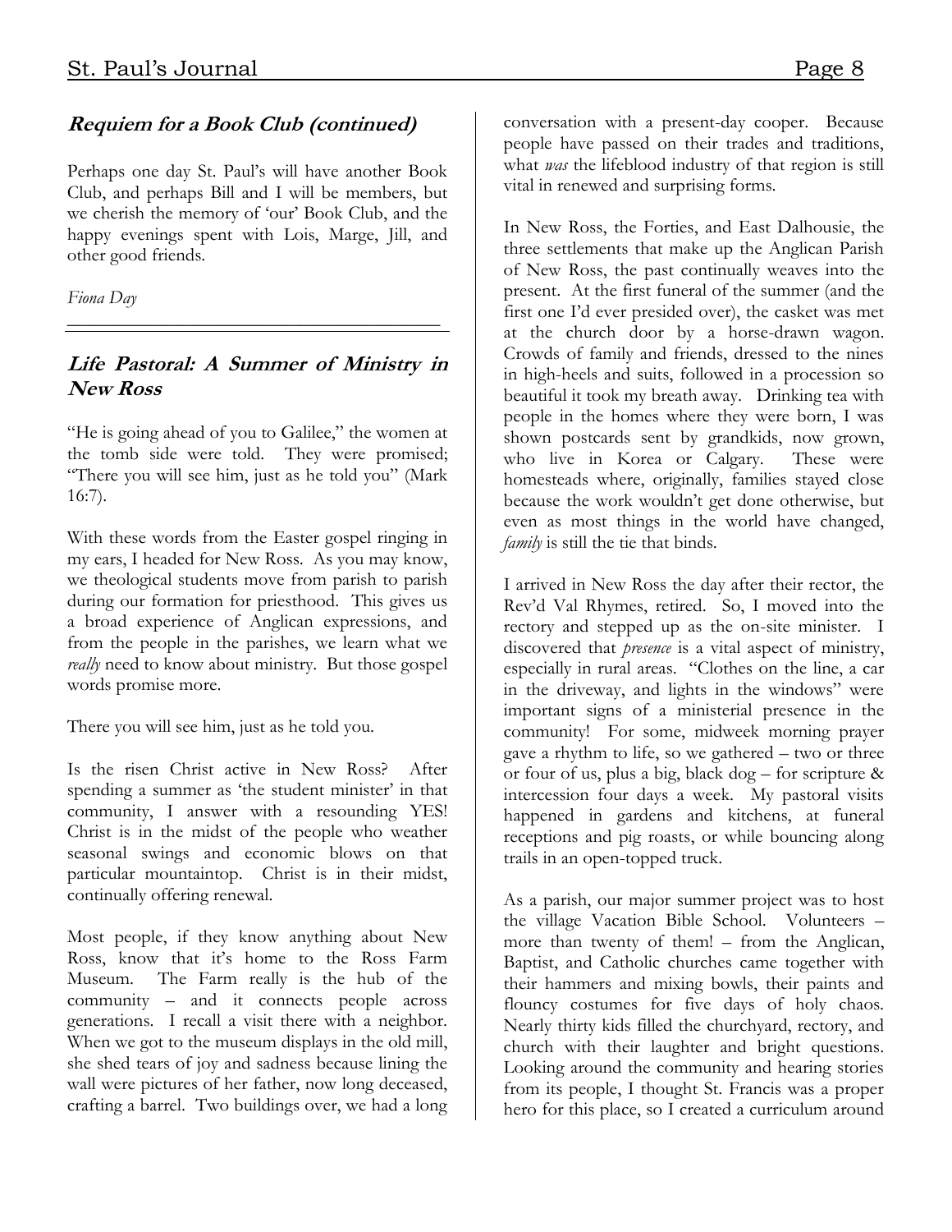### *Requiem for a Book Club (continued)*

Perhaps one day St. Paul's will have another Book Club, and perhaps Bill and I will be members, but we cherish the memory of 'our' Book Club, and the happy evenings spent with Lois, Marge, Jill, and other good friends.

*Fiona Day*

---

### *Life Pastoral: A Summer of Ministry in New Ross*

"He is going ahead of you to Galilee," the women at the tomb side were told. They were promised; "There you will see him, just as he told you" (Mark 16:7).

With these words from the Easter gospel ringing in my ears, I headed for New Ross. As you may know, we theological students move from parish to parish during our formation for priesthood. This gives us a broad experience of Anglican expressions, and from the people in the parishes, we learn what we *really* need to know about ministry. But those gospel words promise more.

There you will see him, just as he told you.

Is the risen Christ active in New Ross? After spending a summer as 'the student minister' in that community, I answer with a resounding YES! Christ is in the midst of the people who weather seasonal swings and economic blows on that particular mountaintop. Christ is in their midst, continually offering renewal.

Most people, if they know anything about New Ross, know that it's home to the Ross Farm Museum. The Farm really is the hub of the community – and it connects people across generations. I recall a visit there with a neighbor. When we got to the museum displays in the old mill, she shed tears of joy and sadness because lining the wall were pictures of her father, now long deceased, crafting a barrel. Two buildings over, we had a long conversation with a present-day cooper. Because people have passed on their trades and traditions, what *was* the lifeblood industry of that region is still vital in renewed and surprising forms.

In New Ross, the Forties, and East Dalhousie, the three settlements that make up the Anglican Parish of New Ross, the past continually weaves into the present. At the first funeral of the summer (and the first one I'd ever presided over), the casket was met at the church door by a horse-drawn wagon. Crowds of family and friends, dressed to the nines in high-heels and suits, followed in a procession so beautiful it took my breath away. Drinking tea with people in the homes where they were born, I was shown postcards sent by grandkids, now grown, who live in Korea or Calgary. These were homesteads where, originally, families stayed close because the work wouldn't get done otherwise, but even as most things in the world have changed, *family* is still the tie that binds.

I arrived in New Ross the day after their rector, the Rev'd Val Rhymes, retired. So, I moved into the rectory and stepped up as the on-site minister. I discovered that *presence* is a vital aspect of ministry, especially in rural areas. "Clothes on the line, a car in the driveway, and lights in the windows" were important signs of a ministerial presence in the community! For some, midweek morning prayer gave a rhythm to life, so we gathered – two or three or four of us, plus a big, black dog – for scripture & intercession four days a week. My pastoral visits happened in gardens and kitchens, at funeral receptions and pig roasts, or while bouncing along trails in an open-topped truck.

As a parish, our major summer project was to host the village Vacation Bible School. Volunteers – more than twenty of them! – from the Anglican, Baptist, and Catholic churches came together with their hammers and mixing bowls, their paints and flouncy costumes for five days of holy chaos. Nearly thirty kids filled the churchyard, rectory, and church with their laughter and bright questions. Looking around the community and hearing stories from its people, I thought St. Francis was a proper hero for this place, so I created a curriculum around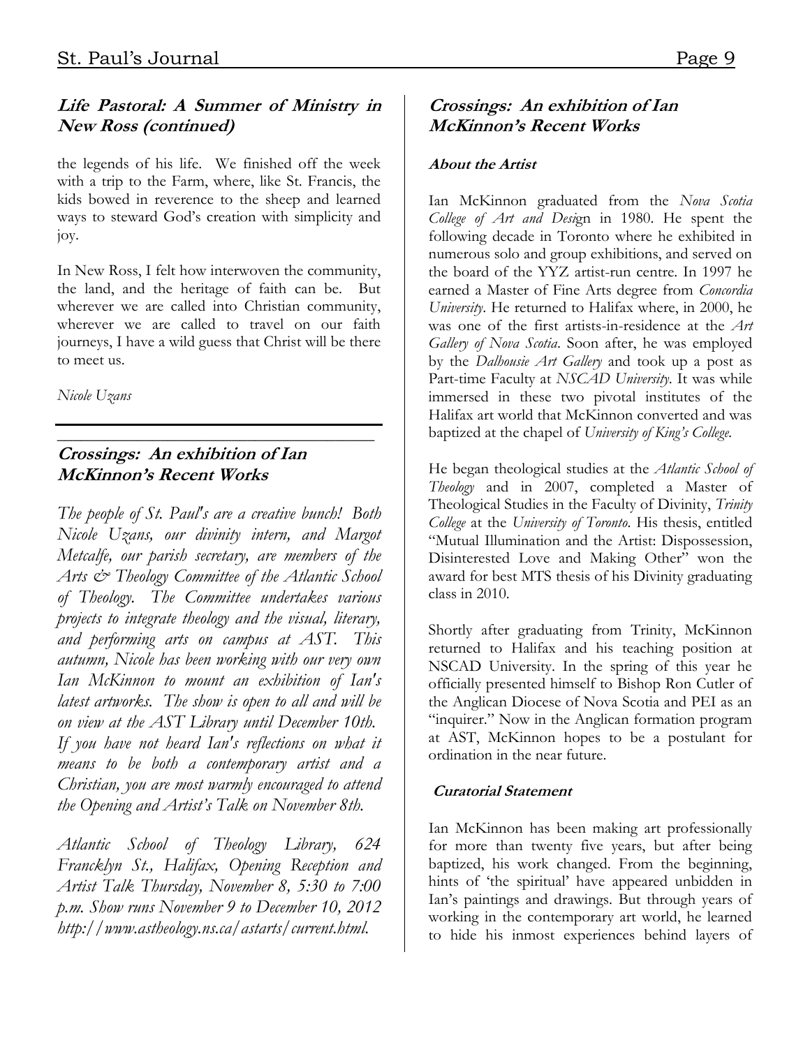## Life Pastoral: A Summer of Ministry in New Ross (continued)

the legends of his life. We finished off the week with a trip to the Farm, where, like St. Francis, the kids bowed in reverence to the sheep and learned ways to steward God's creation with simplicity and joy.

In New Ross, I felt how interwoven the community, the land, and the heritage of faith can be. But wherever we are called into Christian community, wherever we are called to travel on our faith journeys, I have a wild guess that Christ will be there to meet us.

*Nicole Uzans*

---

## Crossings: An exhibition of Ian McKinnon's Recent Works

*The people of St. Paul's are a creative bunch! Both Nicole Uzans, our divinity intern, and Margot Metcalfe, our parish secretary, are members of the Arts & Theology Committee of the Atlantic School of Theology. The Committee undertakes various projects to integrate theology and the visual, literary, and performing arts on campus at AST. This autumn, Nicole has been working with our very own Ian McKinnon to mount an exhibition of Ian's latest artworks. The show is open to all and will be on view at the AST Library until December 10th. If you have not heard Ian's reflections on what it means to be both a contemporary artist and a Christian, you are most warmly encouraged to attend the Opening and Artist's Talk on November 8th.*

*Atlantic School of Theology Library, 624 Francklyn St., Halifax, Opening Reception and Artist Talk Thursday, November 8, 5:30 to 7:00 p.m. Show runs November 9 to December 10, 2012 http://www.astheology.ns.ca/astarts/current.html.*

## Crossings: An exhibition of Ian McKinnon's Recent Works

### About the Artist

Ian McKinnon graduated from the *Nova Scotia College of Art and Design* in 1980. He spent the following decade in Toronto where he exhibited in numerous solo and group exhibitions, and served on the board of the YYZ artist-run centre. In 1997 he earned a Master of Fine Arts degree from *Concordia University*. He returned to Halifax where, in 2000, he was one of the first artists-in-residence at the *Art Gallery of Nova Scotia*. Soon after, he was employed by the *Dalhousie Art Gallery* and took up a post as Part-time Faculty at *NSCAD University*. It was while immersed in these two pivotal institutes of the Halifax art world that McKinnon converted and was baptized at the chapel of *University of King's College*.

He began theological studies at the *Atlantic School of Theology* and in 2007, completed a Master of Theological Studies in the Faculty of Divinity, *Trinity College* at the *University of Toronto*. His thesis, entitled "Mutual Illumination and the Artist: Dispossession, Disinterested Love and Making Other" won the award for best MTS thesis of his Divinity graduating class in 2010.

Shortly after graduating from Trinity, McKinnon returned to Halifax and his teaching position at NSCAD University. In the spring of this year he officially presented himself to Bishop Ron Cutler of the Anglican Diocese of Nova Scotia and PEI as an "inquirer." Now in the Anglican formation program at AST, McKinnon hopes to be a postulant for ordination in the near future.

### Curatorial Statement

Ian McKinnon has been making art professionally for more than twenty five years, but after being baptized, his work changed. From the beginning, hints of 'the spiritual' have appeared unbidden in Ian's paintings and drawings. But through years of working in the contemporary art world, he learned to hide his inmost experiences behind layers of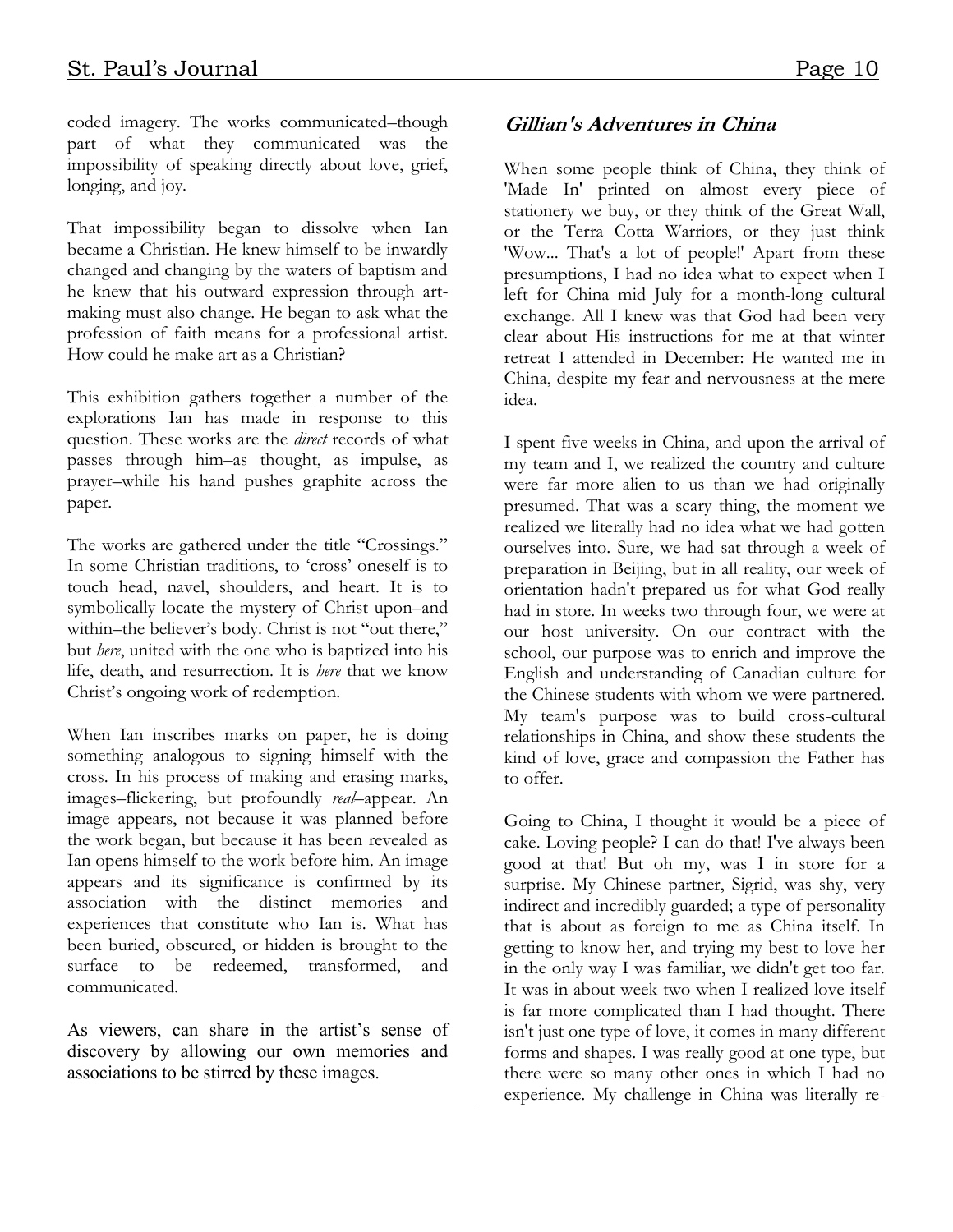coded imagery. The works communicated–though part of what they communicated was the impossibility of speaking directly about love, grief, longing, and joy.

That impossibility began to dissolve when Ian became a Christian. He knew himself to be inwardly changed and changing by the waters of baptism and he knew that his outward expression through art-making must also change. He began to ask what the profession of faith means for a professional artist. How could he make art as a Christian?

This exhibition gathers together a number of the explorations Ian has made in response to this question. These works are the *direct* records of what passes through him–as thought, as impulse, as prayer–while his hand pushes graphite across the paper.

The works are gathered under the title "Crossings." In some Christian traditions, to 'cross' oneself is to touch head, navel, shoulders, and heart. It is to symbolically locate the mystery of Christ upon–and within–the believer's body. Christ is not "out there," but *here*, united with the one who is baptized into his life, death, and resurrection. It is *here* that we know Christ's ongoing work of redemption.

When Ian inscribes marks on paper, he is doing something analogous to signing himself with the cross. In his process of making and erasing marks, images–flickering, but profoundly *real*–appear. An image appears, not because it was planned before the work began, but because it has been revealed as Ian opens himself to the work before him. An image appears and its significance is confirmed by its association with the distinct memories and experiences that constitute who Ian is. What has been buried, obscured, or hidden is brought to the surface to be redeemed, transformed, and communicated.

As viewers, can share in the artist's sense of discovery by allowing our own memories and associations to be stirred by these images.

## *Gillian's Adventures in China*

When some people think of China, they think of 'Made In' printed on almost every piece of stationery we buy, or they think of the Great Wall, or the Terra Cotta Warriors, or they just think 'Wow... That's a lot of people!' Apart from these presumptions, I had no idea what to expect when I left for China mid July for a month-long cultural exchange. All I knew was that God had been very clear about His instructions for me at that winter retreat I attended in December: He wanted me in China, despite my fear and nervousness at the mere idea.

I spent five weeks in China, and upon the arrival of my team and I, we realized the country and culture were far more alien to us than we had originally presumed. That was a scary thing, the moment we realized we literally had no idea what we had gotten ourselves into. Sure, we had sat through a week of preparation in Beijing, but in all reality, our week of orientation hadn't prepared us for what God really had in store. In weeks two through four, we were at our host university. On our contract with the school, our purpose was to enrich and improve the English and understanding of Canadian culture for the Chinese students with whom we were partnered. My team's purpose was to build cross-cultural relationships in China, and show these students the kind of love, grace and compassion the Father has to offer.

Going to China, I thought it would be a piece of cake. Loving people? I can do that! I've always been good at that! But oh my, was I in store for a surprise. My Chinese partner, Sigrid, was shy, very indirect and incredibly guarded; a type of personality that is about as foreign to me as China itself. In getting to know her, and trying my best to love her in the only way I was familiar, we didn't get too far. It was in about week two when I realized love itself is far more complicated than I had thought. There isn't just one type of love, it comes in many different forms and shapes. I was really good at one type, but there were so many other ones in which I had no experience. My challenge in China was literally re-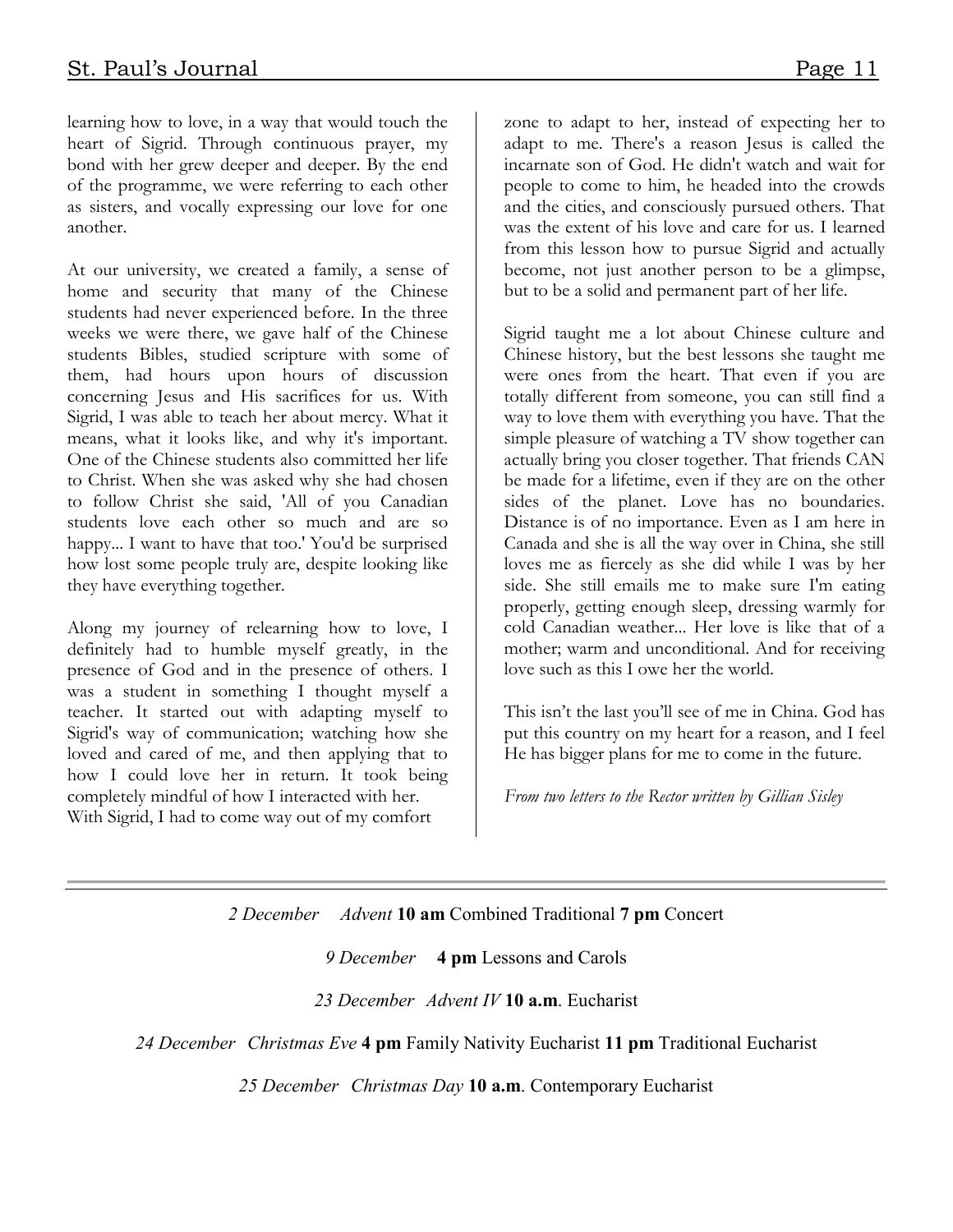learning how to love, in a way that would touch the heart of Sigrid. Through continuous prayer, my bond with her grew deeper and deeper. By the end of the programme, we were referring to each other as sisters, and vocally expressing our love for one another.

At our university, we created a family, a sense of home and security that many of the Chinese students had never experienced before. In the three weeks we were there, we gave half of the Chinese students Bibles, studied scripture with some of them, had hours upon hours of discussion concerning Jesus and His sacrifices for us. With Sigrid, I was able to teach her about mercy. What it means, what it looks like, and why it's important. One of the Chinese students also committed her life to Christ. When she was asked why she had chosen to follow Christ she said, 'All of you Canadian students love each other so much and are so happy... I want to have that too.' You'd be surprised how lost some people truly are, despite looking like they have everything together.

Along my journey of relearning how to love, I definitely had to humble myself greatly, in the presence of God and in the presence of others. I was a student in something I thought myself a teacher. It started out with adapting myself to Sigrid's way of communication; watching how she loved and cared of me, and then applying that to how I could love her in return. It took being completely mindful of how I interacted with her. With Sigrid, I had to come way out of my comfort zone to adapt to her, instead of expecting her to adapt to me. There's a reason Jesus is called the incarnate son of God. He didn't watch and wait for people to come to him, he headed into the crowds and the cities, and consciously pursued others. That was the extent of his love and care for us. I learned from this lesson how to pursue Sigrid and actually become, not just another person to be a glimpse, but to be a solid and permanent part of her life.

Sigrid taught me a lot about Chinese culture and Chinese history, but the best lessons she taught me were ones from the heart. That even if you are totally different from someone, you can still find a way to love them with everything you have. That the simple pleasure of watching a TV show together can actually bring you closer together. That friends CAN be made for a lifetime, even if they are on the other sides of the planet. Love has no boundaries. Distance is of no importance. Even as I am here in Canada and she is all the way over in China, she still loves me as fiercely as she did while I was by her side. She still emails me to make sure I'm eating properly, getting enough sleep, dressing warmly for cold Canadian weather... Her love is like that of a mother; warm and unconditional. And for receiving love such as this I owe her the world.

This isn't the last you'll see of me in China. God has put this country on my heart for a reason, and I feel He has bigger plans for me to come in the future.

*From two letters to the Rector written by Gillian Sisley*

---

*2 December* *Advent* **10 am** Combined Traditional **7 pm** Concert

*9 December* **4 pm** Lessons and Carols

*23 December* *Advent IV* **10 a.m**. Eucharist

*24 December* *Christmas Eve* **4 pm** Family Nativity Eucharist **11 pm** Traditional Eucharist

*25 December* *Christmas Day* **10 a.m**. Contemporary Eucharist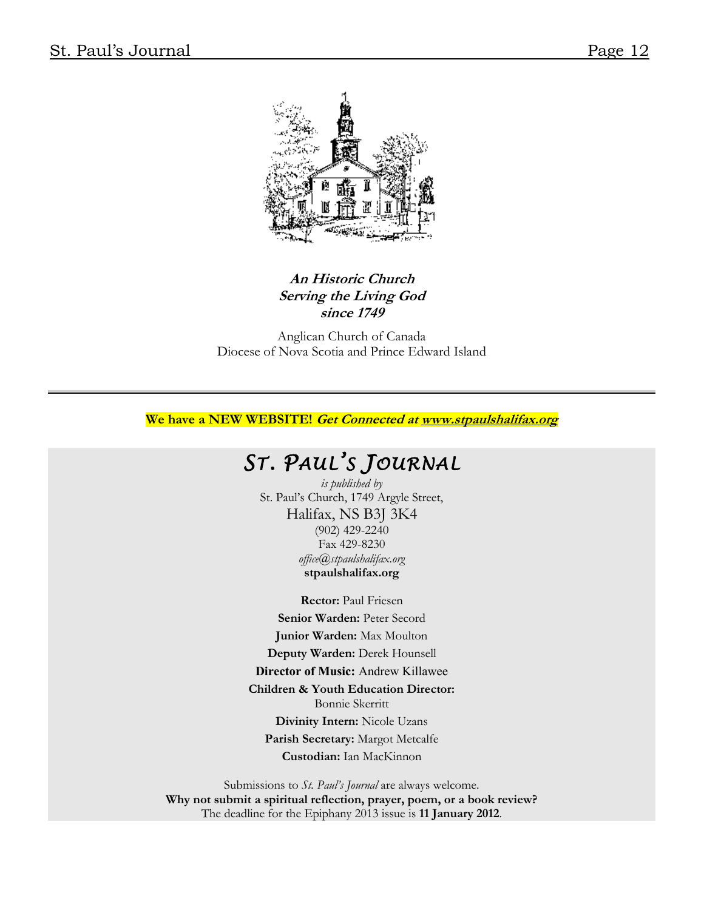***An Historic Church***
***Serving the Living God***
***since 1749***

Anglican Church of Canada
Diocese of Nova Scotia and Prince Edward Island

---

**We have a NEW WEBSITE!** ***Get Connected at [www.stpaulshalifax.org](http://www.stpaulshalifax.org)***

# ST. PAUL'S JOURNAL

*is published by*
St. Paul's Church, 1749 Argyle Street,
Halifax, NS B3J 3K4
(902) 429-2240
Fax 429-8230
*office@stpaulshalifax.org*
**stpaulshalifax.org**

**Rector:** Paul Friesen

**Senior Warden:** Peter Secord

**Junior Warden:** Max Moulton

**Deputy Warden:** Derek Hounsell

**Director of Music:** Andrew Killawee

**Children & Youth Education Director:** Bonnie Skerritt

**Divinity Intern:** Nicole Uzans

**Parish Secretary:** Margot Metcalfe

**Custodian:** Ian MacKinnon

Submissions to *St. Paul's Journal* are always welcome.
**Why not submit a spiritual reflection, prayer, poem, or a book review?**
The deadline for the Epiphany 2013 issue is **11 January 2012**.